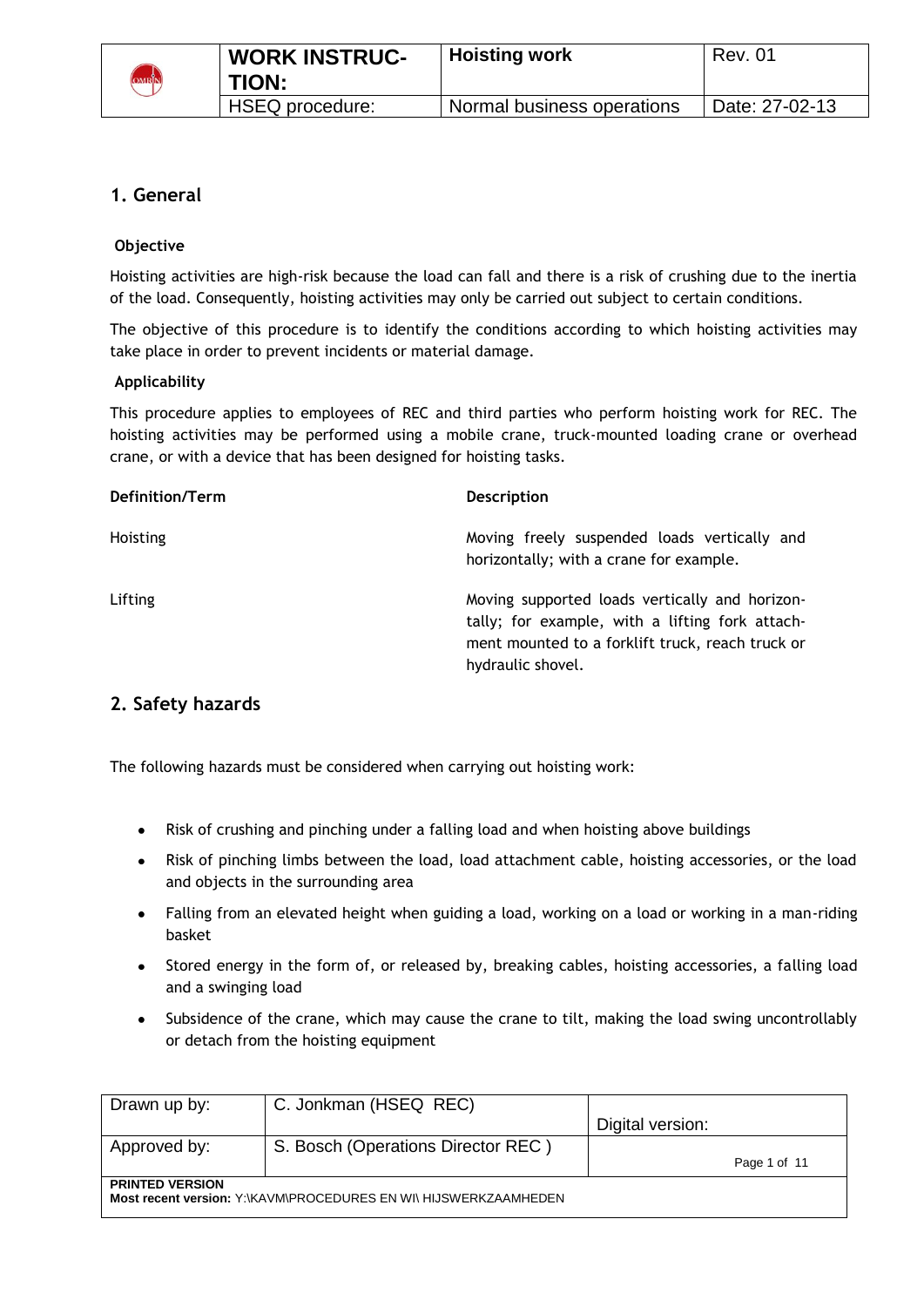| | WORK INSTRUCTION: | Hoisting work | Rev. 01 |
|---|---|---|---|
| | HSEQ procedure: | Normal business operations | Date: 27-02-13 |

## 1. General

### Objective

Hoisting activities are high-risk because the load can fall and there is a risk of crushing due to the inertia of the load. Consequently, hoisting activities may only be carried out subject to certain conditions.

The objective of this procedure is to identify the conditions according to which hoisting activities may take place in order to prevent incidents or material damage.

### Applicability

This procedure applies to employees of REC and third parties who perform hoisting work for REC. The hoisting activities may be performed using a mobile crane, truck-mounted loading crane or overhead crane, or with a device that has been designed for hoisting tasks.

| Definition/Term | Description |
|---|---|
| Hoisting | Moving freely suspended loads vertically and horizontally; with a crane for example. |
| Lifting | Moving supported loads vertically and horizontally; for example, with a lifting fork attachment mounted to a forklift truck, reach truck or hydraulic shovel. |

## 2. Safety hazards

The following hazards must be considered when carrying out hoisting work:

- Risk of crushing and pinching under a falling load and when hoisting above buildings
- Risk of pinching limbs between the load, load attachment cable, hoisting accessories, or the load and objects in the surrounding area
- Falling from an elevated height when guiding a load, working on a load or working in a man-riding basket
- Stored energy in the form of, or released by, breaking cables, hoisting accessories, a falling load and a swinging load
- Subsidence of the crane, which may cause the crane to tilt, making the load swing uncontrollably or detach from the hoisting equipment

| Drawn up by: | C. Jonkman (HSEQ REC) | Digital version: |
|---|---|---|
| Approved by: | S. Bosch (Operations Director REC ) | |

**PRINTED VERSION**
**Most recent version:** Y:\KAVM\PROCEDURES EN WI\ HIJSWERKZAAMHEDEN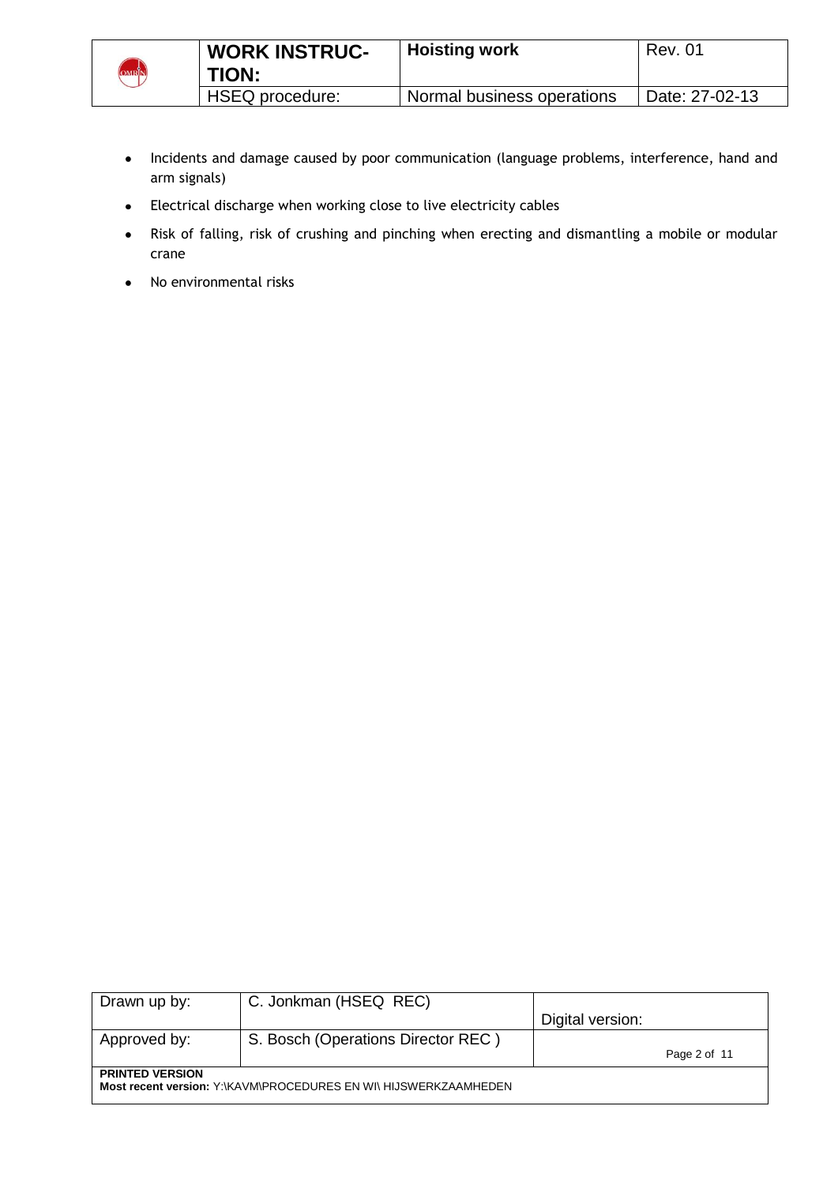- Incidents and damage caused by poor communication (language problems, interference, hand and arm signals)
- Electrical discharge when working close to live electricity cables
- Risk of falling, risk of crushing and pinching when erecting and dismantling a mobile or modular crane
- No environmental risks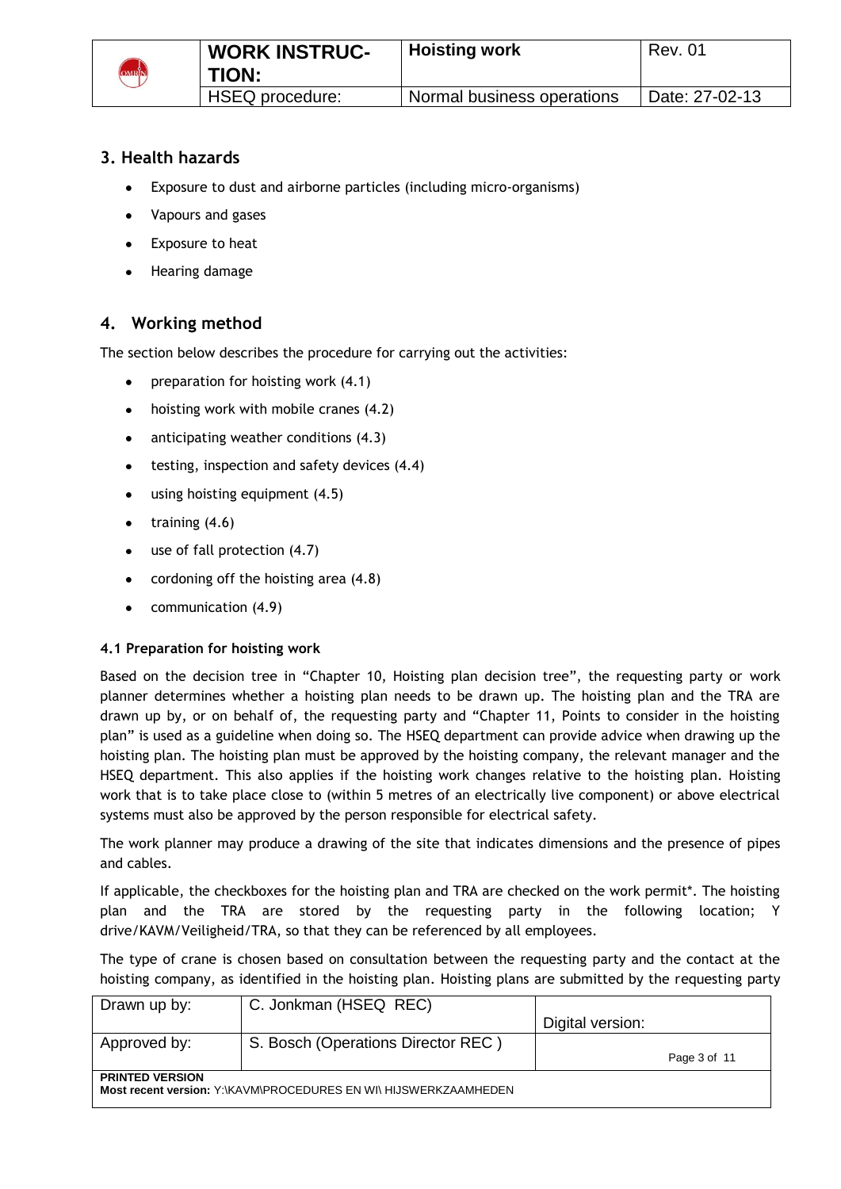## 3. Health hazards

- Exposure to dust and airborne particles (including micro-organisms)
- Vapours and gases
- Exposure to heat
- Hearing damage

## 4. Working method

The section below describes the procedure for carrying out the activities:

- preparation for hoisting work (4.1)
- hoisting work with mobile cranes (4.2)
- anticipating weather conditions (4.3)
- testing, inspection and safety devices (4.4)
- using hoisting equipment (4.5)
- training (4.6)
- use of fall protection (4.7)
- cordoning off the hoisting area (4.8)
- communication (4.9)

### 4.1 Preparation for hoisting work

Based on the decision tree in "Chapter 10, Hoisting plan decision tree", the requesting party or work planner determines whether a hoisting plan needs to be drawn up. The hoisting plan and the TRA are drawn up by, or on behalf of, the requesting party and "Chapter 11, Points to consider in the hoisting plan" is used as a guideline when doing so. The HSEQ department can provide advice when drawing up the hoisting plan. The hoisting plan must be approved by the hoisting company, the relevant manager and the HSEQ department. This also applies if the hoisting work changes relative to the hoisting plan. Hoisting work that is to take place close to (within 5 metres of an electrically live component) or above electrical systems must also be approved by the person responsible for electrical safety.

The work planner may produce a drawing of the site that indicates dimensions and the presence of pipes and cables.

If applicable, the checkboxes for the hoisting plan and TRA are checked on the work permit*. The hoisting plan and the TRA are stored by the requesting party in the following location; Y drive/KAVM/Veiligheid/TRA, so that they can be referenced by all employees.

The type of crane is chosen based on consultation between the requesting party and the contact at the hoisting company, as identified in the hoisting plan. Hoisting plans are submitted by the requesting party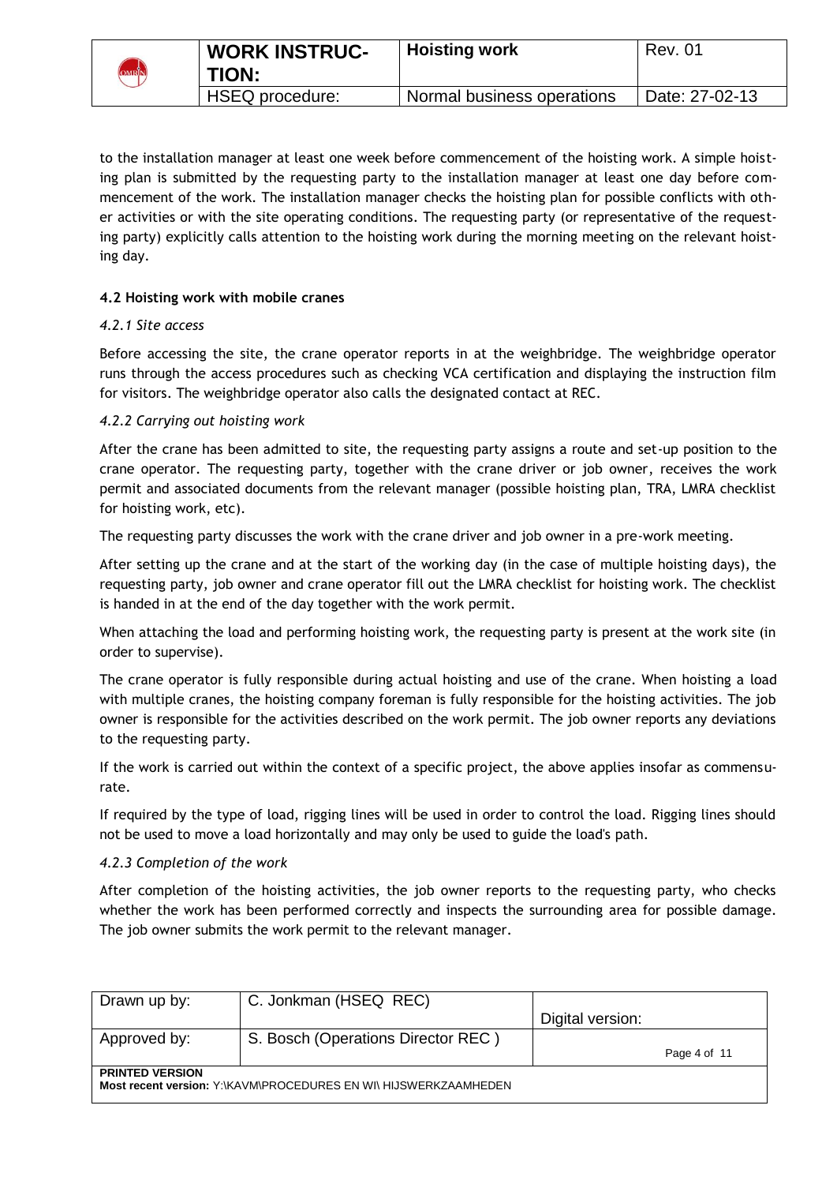to the installation manager at least one week before commencement of the hoisting work. A simple hoisting plan is submitted by the requesting party to the installation manager at least one day before commencement of the work. The installation manager checks the hoisting plan for possible conflicts with other activities or with the site operating conditions. The requesting party (or representative of the requesting party) explicitly calls attention to the hoisting work during the morning meeting on the relevant hoisting day.

### 4.2 Hoisting work with mobile cranes

#### *4.2.1 Site access*

Before accessing the site, the crane operator reports in at the weighbridge. The weighbridge operator runs through the access procedures such as checking VCA certification and displaying the instruction film for visitors. The weighbridge operator also calls the designated contact at REC.

#### *4.2.2 Carrying out hoisting work*

After the crane has been admitted to site, the requesting party assigns a route and set-up position to the crane operator. The requesting party, together with the crane driver or job owner, receives the work permit and associated documents from the relevant manager (possible hoisting plan, TRA, LMRA checklist for hoisting work, etc).

The requesting party discusses the work with the crane driver and job owner in a pre-work meeting.

After setting up the crane and at the start of the working day (in the case of multiple hoisting days), the requesting party, job owner and crane operator fill out the LMRA checklist for hoisting work. The checklist is handed in at the end of the day together with the work permit.

When attaching the load and performing hoisting work, the requesting party is present at the work site (in order to supervise).

The crane operator is fully responsible during actual hoisting and use of the crane. When hoisting a load with multiple cranes, the hoisting company foreman is fully responsible for the hoisting activities. The job owner is responsible for the activities described on the work permit. The job owner reports any deviations to the requesting party.

If the work is carried out within the context of a specific project, the above applies insofar as commensurate.

If required by the type of load, rigging lines will be used in order to control the load. Rigging lines should not be used to move a load horizontally and may only be used to guide the load's path.

#### *4.2.3 Completion of the work*

After completion of the hoisting activities, the job owner reports to the requesting party, who checks whether the work has been performed correctly and inspects the surrounding area for possible damage. The job owner submits the work permit to the relevant manager.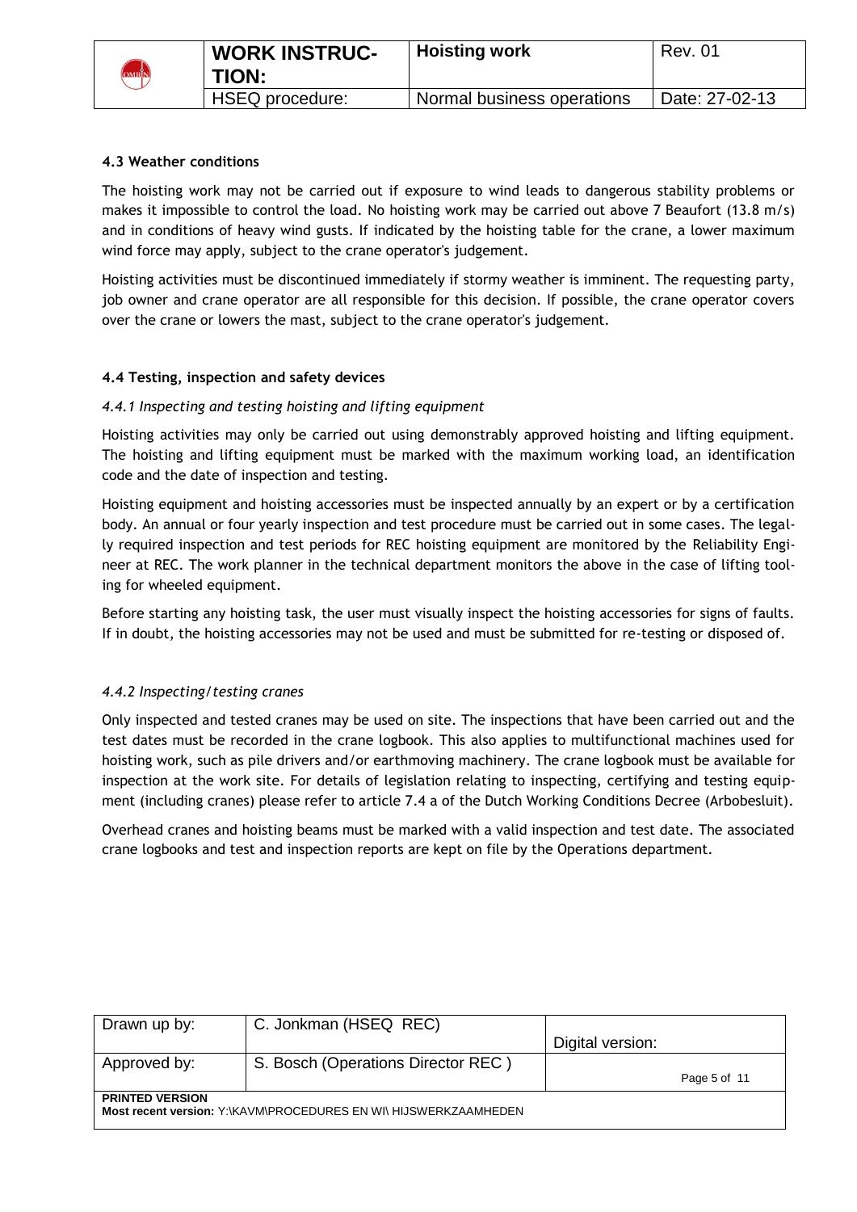### 4.3 Weather conditions

The hoisting work may not be carried out if exposure to wind leads to dangerous stability problems or makes it impossible to control the load. No hoisting work may be carried out above 7 Beaufort (13.8 m/s) and in conditions of heavy wind gusts. If indicated by the hoisting table for the crane, a lower maximum wind force may apply, subject to the crane operator's judgement.

Hoisting activities must be discontinued immediately if stormy weather is imminent. The requesting party, job owner and crane operator are all responsible for this decision. If possible, the crane operator covers over the crane or lowers the mast, subject to the crane operator's judgement.

### 4.4 Testing, inspection and safety devices

#### *4.4.1 Inspecting and testing hoisting and lifting equipment*

Hoisting activities may only be carried out using demonstrably approved hoisting and lifting equipment. The hoisting and lifting equipment must be marked with the maximum working load, an identification code and the date of inspection and testing.

Hoisting equipment and hoisting accessories must be inspected annually by an expert or by a certification body. An annual or four yearly inspection and test procedure must be carried out in some cases. The legally required inspection and test periods for REC hoisting equipment are monitored by the Reliability Engineer at REC. The work planner in the technical department monitors the above in the case of lifting tooling for wheeled equipment.

Before starting any hoisting task, the user must visually inspect the hoisting accessories for signs of faults. If in doubt, the hoisting accessories may not be used and must be submitted for re-testing or disposed of.

#### *4.4.2 Inspecting/testing cranes*

Only inspected and tested cranes may be used on site. The inspections that have been carried out and the test dates must be recorded in the crane logbook. This also applies to multifunctional machines used for hoisting work, such as pile drivers and/or earthmoving machinery. The crane logbook must be available for inspection at the work site. For details of legislation relating to inspecting, certifying and testing equipment (including cranes) please refer to article 7.4 a of the Dutch Working Conditions Decree (Arbobesluit).

Overhead cranes and hoisting beams must be marked with a valid inspection and test date. The associated crane logbooks and test and inspection reports are kept on file by the Operations department.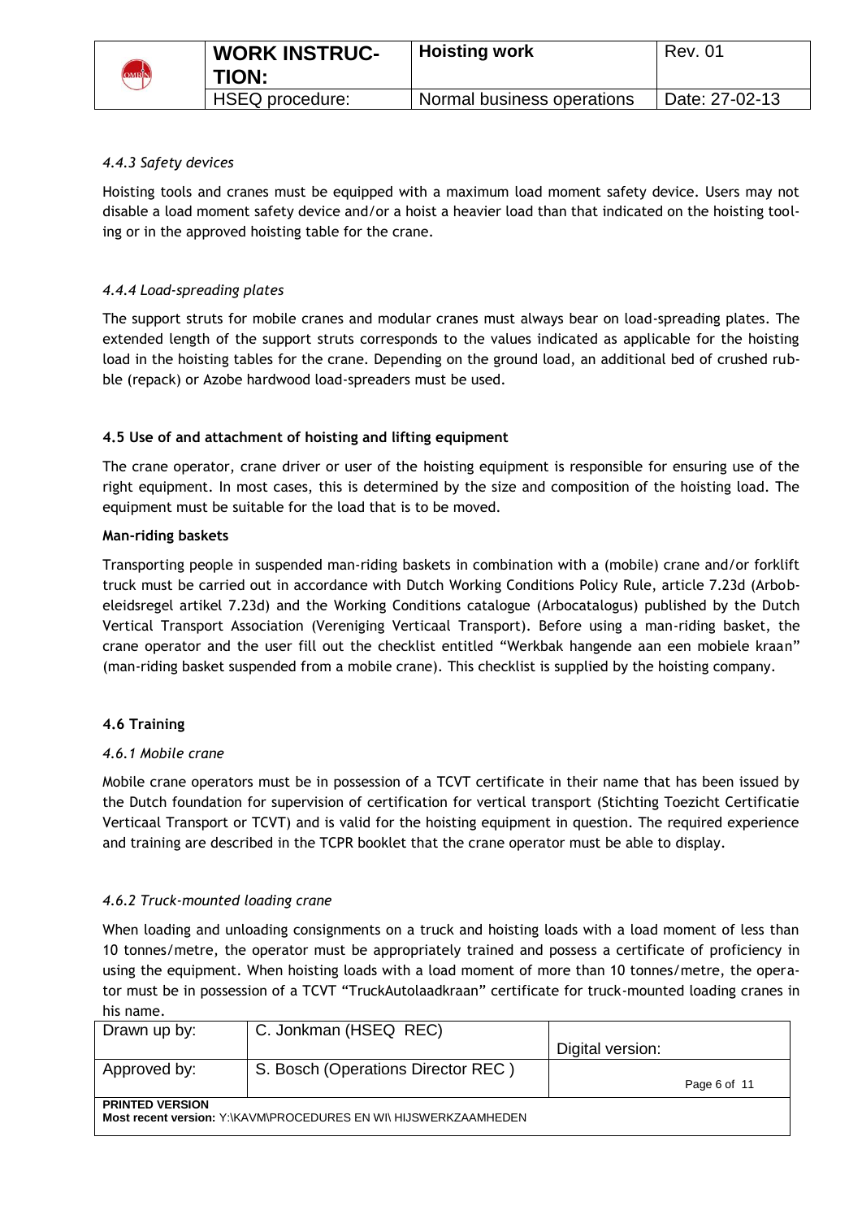#### *4.4.3 Safety devices*

Hoisting tools and cranes must be equipped with a maximum load moment safety device. Users may not disable a load moment safety device and/or a hoist a heavier load than that indicated on the hoisting tooling or in the approved hoisting table for the crane.

#### *4.4.4 Load-spreading plates*

The support struts for mobile cranes and modular cranes must always bear on load-spreading plates. The extended length of the support struts corresponds to the values indicated as applicable for the hoisting load in the hoisting tables for the crane. Depending on the ground load, an additional bed of crushed rubble (repack) or Azobe hardwood load-spreaders must be used.

### 4.5 Use of and attachment of hoisting and lifting equipment

The crane operator, crane driver or user of the hoisting equipment is responsible for ensuring use of the right equipment. In most cases, this is determined by the size and composition of the hoisting load. The equipment must be suitable for the load that is to be moved.

**Man-riding baskets**

Transporting people in suspended man-riding baskets in combination with a (mobile) crane and/or forklift truck must be carried out in accordance with Dutch Working Conditions Policy Rule, article 7.23d (Arbobeleidsregel artikel 7.23d) and the Working Conditions catalogue (Arbocatalogus) published by the Dutch Vertical Transport Association (Vereniging Verticaal Transport). Before using a man-riding basket, the crane operator and the user fill out the checklist entitled "Werkbak hangende aan een mobiele kraan" (man-riding basket suspended from a mobile crane). This checklist is supplied by the hoisting company.

### 4.6 Training

#### *4.6.1 Mobile crane*

Mobile crane operators must be in possession of a TCVT certificate in their name that has been issued by the Dutch foundation for supervision of certification for vertical transport (Stichting Toezicht Certificatie Verticaal Transport or TCVT) and is valid for the hoisting equipment in question. The required experience and training are described in the TCPR booklet that the crane operator must be able to display.

#### *4.6.2 Truck-mounted loading crane*

When loading and unloading consignments on a truck and hoisting loads with a load moment of less than 10 tonnes/metre, the operator must be appropriately trained and possess a certificate of proficiency in using the equipment. When hoisting loads with a load moment of more than 10 tonnes/metre, the operator must be in possession of a TCVT "TruckAutolaadkraan" certificate for truck-mounted loading cranes in his name.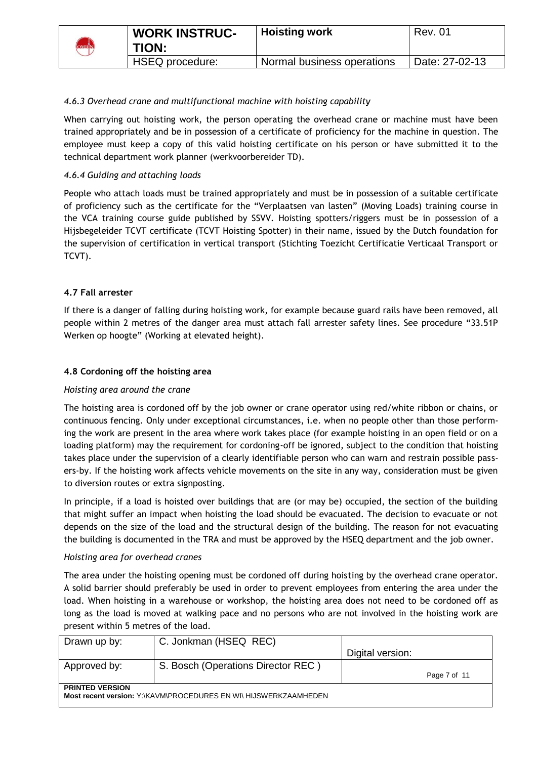*4.6.3 Overhead crane and multifunctional machine with hoisting capability*

When carrying out hoisting work, the person operating the overhead crane or machine must have been trained appropriately and be in possession of a certificate of proficiency for the machine in question. The employee must keep a copy of this valid hoisting certificate on his person or have submitted it to the technical department work planner (werkvoorbereider TD).

*4.6.4 Guiding and attaching loads*

People who attach loads must be trained appropriately and must be in possession of a suitable certificate of proficiency such as the certificate for the "Verplaatsen van lasten" (Moving Loads) training course in the VCA training course guide published by SSVV. Hoisting spotters/riggers must be in possession of a Hijsbegeleider TCVT certificate (TCVT Hoisting Spotter) in their name, issued by the Dutch foundation for the supervision of certification in vertical transport (Stichting Toezicht Certificatie Verticaal Transport or TCVT).

**4.7 Fall arrester**

If there is a danger of falling during hoisting work, for example because guard rails have been removed, all people within 2 metres of the danger area must attach fall arrester safety lines. See procedure "33.51P Werken op hoogte" (Working at elevated height).

**4.8 Cordoning off the hoisting area**

*Hoisting area around the crane*

The hoisting area is cordoned off by the job owner or crane operator using red/white ribbon or chains, or continuous fencing. Only under exceptional circumstances, i.e. when no people other than those performing the work are present in the area where work takes place (for example hoisting in an open field or on a loading platform) may the requirement for cordoning-off be ignored, subject to the condition that hoisting takes place under the supervision of a clearly identifiable person who can warn and restrain possible passers-by. If the hoisting work affects vehicle movements on the site in any way, consideration must be given to diversion routes or extra signposting.

In principle, if a load is hoisted over buildings that are (or may be) occupied, the section of the building that might suffer an impact when hoisting the load should be evacuated. The decision to evacuate or not depends on the size of the load and the structural design of the building. The reason for not evacuating the building is documented in the TRA and must be approved by the HSEQ department and the job owner.

*Hoisting area for overhead cranes*

The area under the hoisting opening must be cordoned off during hoisting by the overhead crane operator. A solid barrier should preferably be used in order to prevent employees from entering the area under the load. When hoisting in a warehouse or workshop, the hoisting area does not need to be cordoned off as long as the load is moved at walking pace and no persons who are not involved in the hoisting work are present within 5 metres of the load.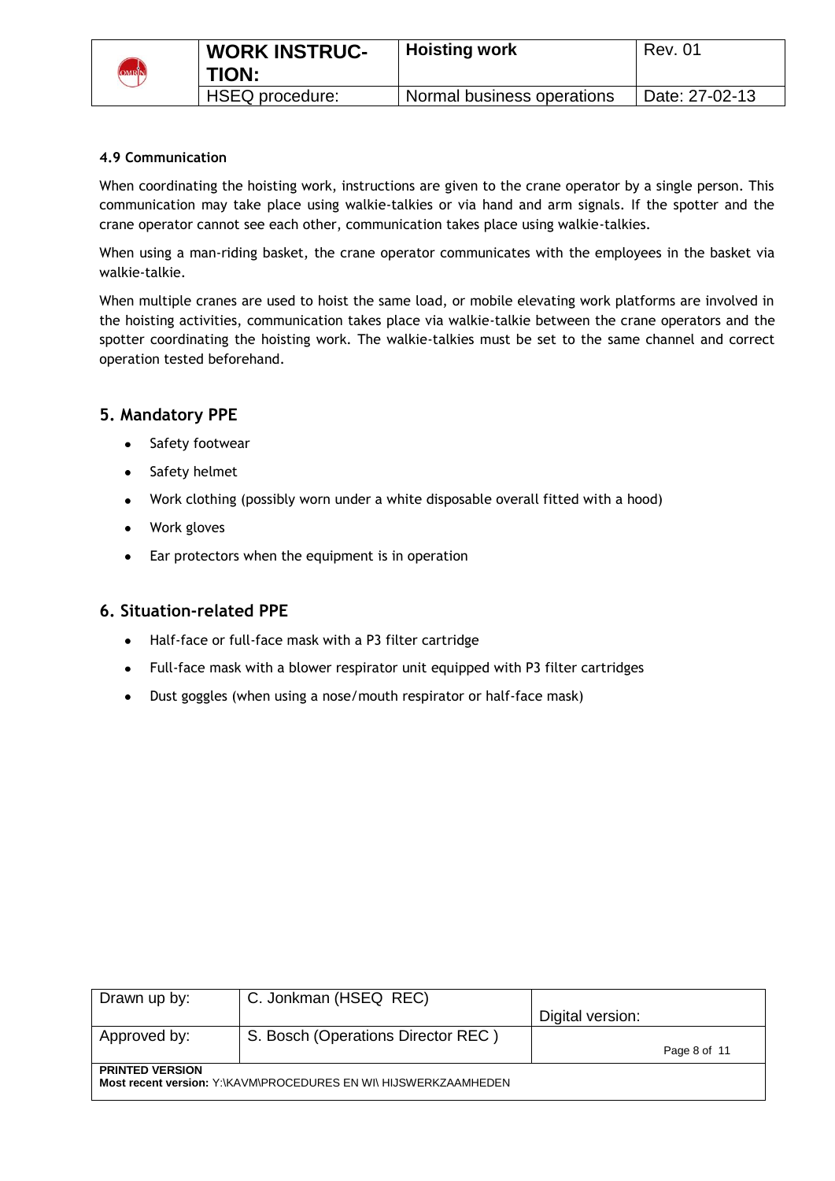#### 4.9 Communication

When coordinating the hoisting work, instructions are given to the crane operator by a single person. This communication may take place using walkie-talkies or via hand and arm signals. If the spotter and the crane operator cannot see each other, communication takes place using walkie-talkies.

When using a man-riding basket, the crane operator communicates with the employees in the basket via walkie-talkie.

When multiple cranes are used to hoist the same load, or mobile elevating work platforms are involved in the hoisting activities, communication takes place via walkie-talkie between the crane operators and the spotter coordinating the hoisting work. The walkie-talkies must be set to the same channel and correct operation tested beforehand.

## 5. Mandatory PPE

- Safety footwear
- Safety helmet
- Work clothing (possibly worn under a white disposable overall fitted with a hood)
- Work gloves
- Ear protectors when the equipment is in operation

## 6. Situation-related PPE

- Half-face or full-face mask with a P3 filter cartridge
- Full-face mask with a blower respirator unit equipped with P3 filter cartridges
- Dust goggles (when using a nose/mouth respirator or half-face mask)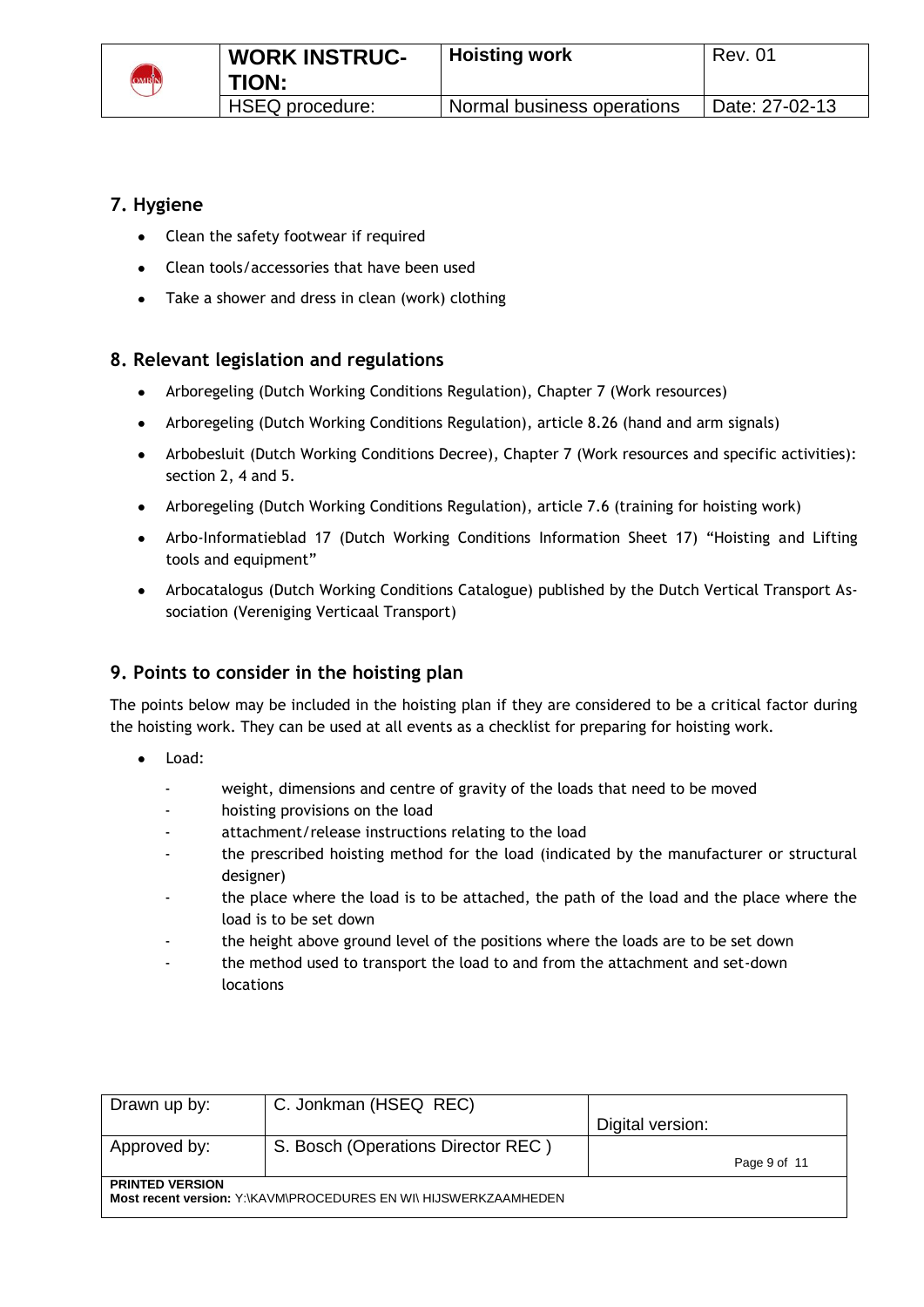## 7. Hygiene

- Clean the safety footwear if required
- Clean tools/accessories that have been used
- Take a shower and dress in clean (work) clothing

## 8. Relevant legislation and regulations

- Arboregeling (Dutch Working Conditions Regulation), Chapter 7 (Work resources)
- Arboregeling (Dutch Working Conditions Regulation), article 8.26 (hand and arm signals)
- Arbobesluit (Dutch Working Conditions Decree), Chapter 7 (Work resources and specific activities): section 2, 4 and 5.
- Arboregeling (Dutch Working Conditions Regulation), article 7.6 (training for hoisting work)
- Arbo-Informatieblad 17 (Dutch Working Conditions Information Sheet 17) "Hoisting and Lifting tools and equipment"
- Arbocatalogus (Dutch Working Conditions Catalogue) published by the Dutch Vertical Transport Association (Vereniging Verticaal Transport)

## 9. Points to consider in the hoisting plan

The points below may be included in the hoisting plan if they are considered to be a critical factor during the hoisting work. They can be used at all events as a checklist for preparing for hoisting work.

- Load:
  - weight, dimensions and centre of gravity of the loads that need to be moved
  - hoisting provisions on the load
  - attachment/release instructions relating to the load
  - the prescribed hoisting method for the load (indicated by the manufacturer or structural designer)
  - the place where the load is to be attached, the path of the load and the place where the load is to be set down
  - the height above ground level of the positions where the loads are to be set down
  - the method used to transport the load to and from the attachment and set-down locations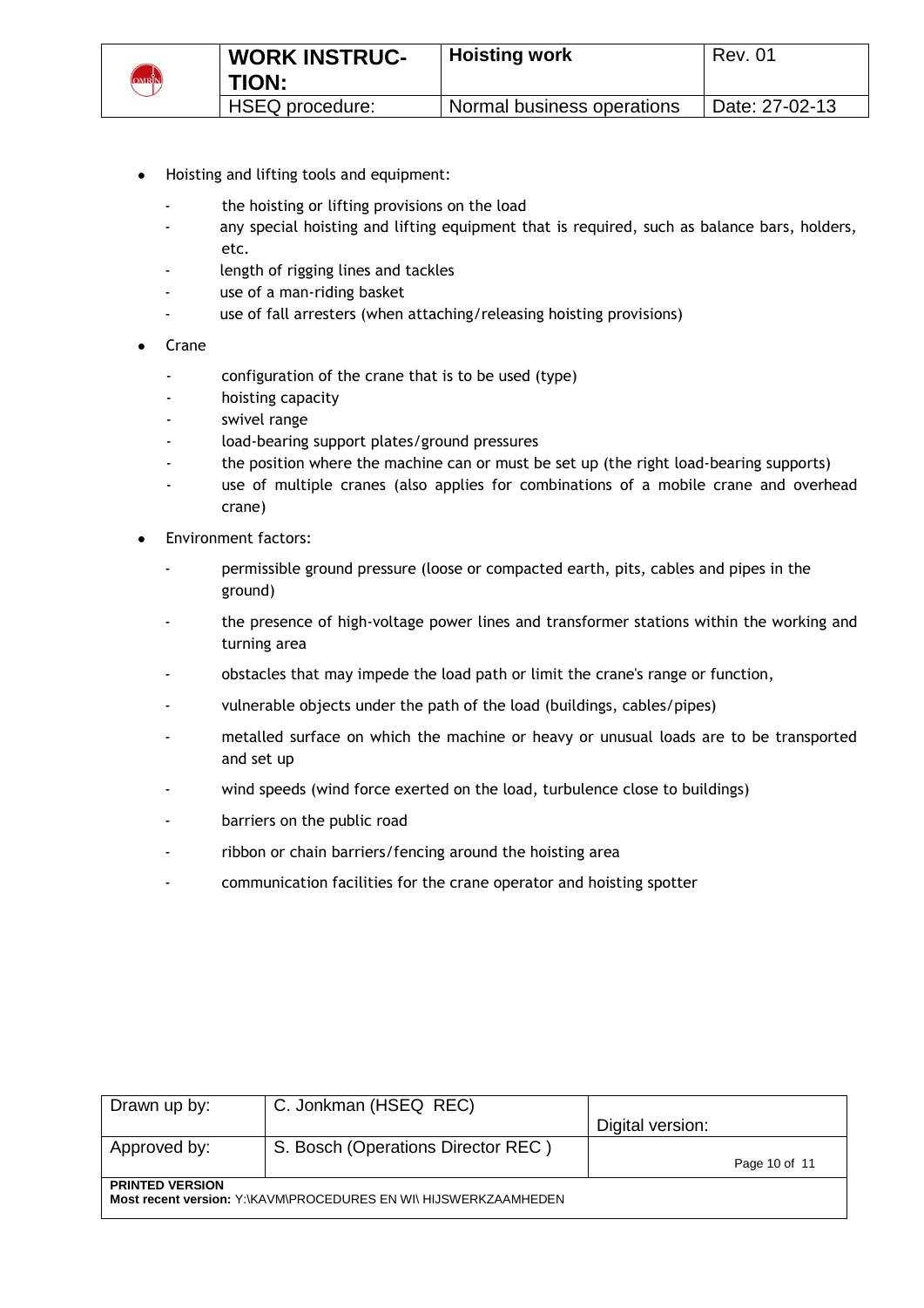- Hoisting and lifting tools and equipment:
  - the hoisting or lifting provisions on the load
  - any special hoisting and lifting equipment that is required, such as balance bars, holders, etc.
  - length of rigging lines and tackles
  - use of a man-riding basket
  - use of fall arresters (when attaching/releasing hoisting provisions)
- Crane
  - configuration of the crane that is to be used (type)
  - hoisting capacity
  - swivel range
  - load-bearing support plates/ground pressures
  - the position where the machine can or must be set up (the right load-bearing supports)
  - use of multiple cranes (also applies for combinations of a mobile crane and overhead crane)
- Environment factors:
  - permissible ground pressure (loose or compacted earth, pits, cables and pipes in the ground)
  - the presence of high-voltage power lines and transformer stations within the working and turning area
  - obstacles that may impede the load path or limit the crane's range or function,
  - vulnerable objects under the path of the load (buildings, cables/pipes)
  - metalled surface on which the machine or heavy or unusual loads are to be transported and set up
  - wind speeds (wind force exerted on the load, turbulence close to buildings)
  - barriers on the public road
  - ribbon or chain barriers/fencing around the hoisting area
  - communication facilities for the crane operator and hoisting spotter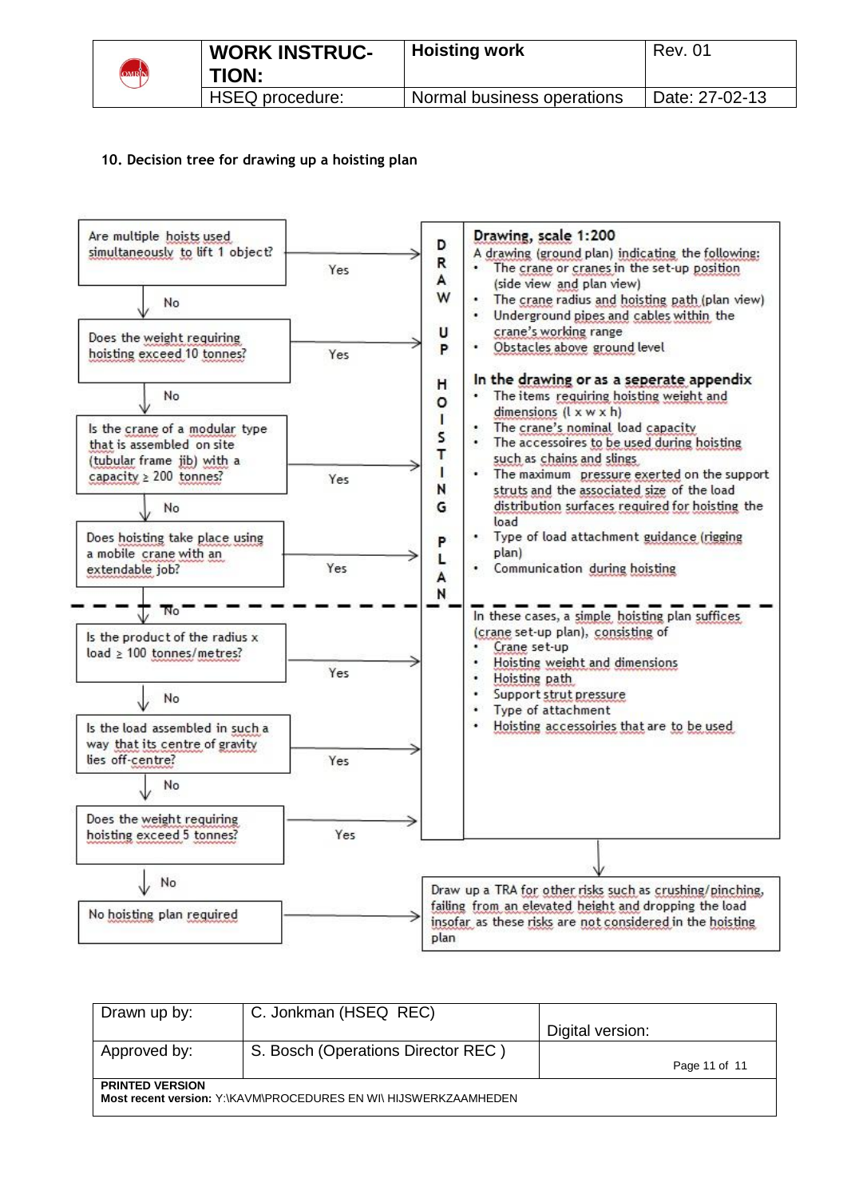## 10. Decision tree for drawing up a hoisting plan

Are multiple hoists used simultaneously to lift 1 object? — Yes → DRAW UP HOISTING PLAN

No

Does the weight requiring hoisting exceed 10 tonnes? — Yes → DRAW UP HOISTING PLAN

No

Is the crane of a modular type that is assembled on site (tubular frame jib) with a capacity ≥ 200 tonnes? — Yes → DRAW UP HOISTING PLAN

No

Does hoisting take place using a mobile crane with an extendable job? — Yes → DRAW UP HOISTING PLAN

No

Is the product of the radius x load ≥ 100 tonnes/metres? — Yes → simple hoisting plan

No

Is the load assembled in such a way that its centre of gravity lies off-centre? — Yes → simple hoisting plan

No

Does the weight requiring hoisting exceed 5 tonnes? — Yes → simple hoisting plan

No

No hoisting plan required → Draw up a TRA for other risks such as crushing/pinching, failing from an elevated height and dropping the load insofar as these risks are not considered in the hoisting plan

**DRAW UP HOISTING PLAN**

**Drawing, scale 1:200**

A drawing (ground plan) indicating the following:

- The crane or cranes in the set-up position (side view and plan view)
- The crane radius and hoisting path (plan view)
- Underground pipes and cables within the crane's working range
- Obstacles above ground level

**In the drawing or as a seperate appendix**

- The items requiring hoisting weight and dimensions (l x w x h)
- The crane's nominal load capacity
- The accessoires to be used during hoisting such as chains and slings
- The maximum pressure exerted on the support struts and the associated size of the load distribution surfaces required for hoisting the load
- Type of load attachment guidance (rigging plan)
- Communication during hoisting

In these cases, a simple hoisting plan suffices (crane set-up plan), consisting of

- Crane set-up
- Hoisting weight and dimensions
- Hoisting path
- Support strut pressure
- Type of attachment
- Hoisting accessoiries that are to be used

Draw up a TRA for other risks such as crushing/pinching, failing from an elevated height and dropping the load insofar as these risks are not considered in the hoisting plan

| | | |
|---|---|---|
| Drawn up by: | C. Jonkman (HSEQ REC) | Digital version: |
| Approved by: | S. Bosch (Operations Director REC ) | |

**PRINTED VERSION**
**Most recent version:** Y:\KAVM\PROCEDURES EN WI\ HIJSWERKZAAMHEDEN